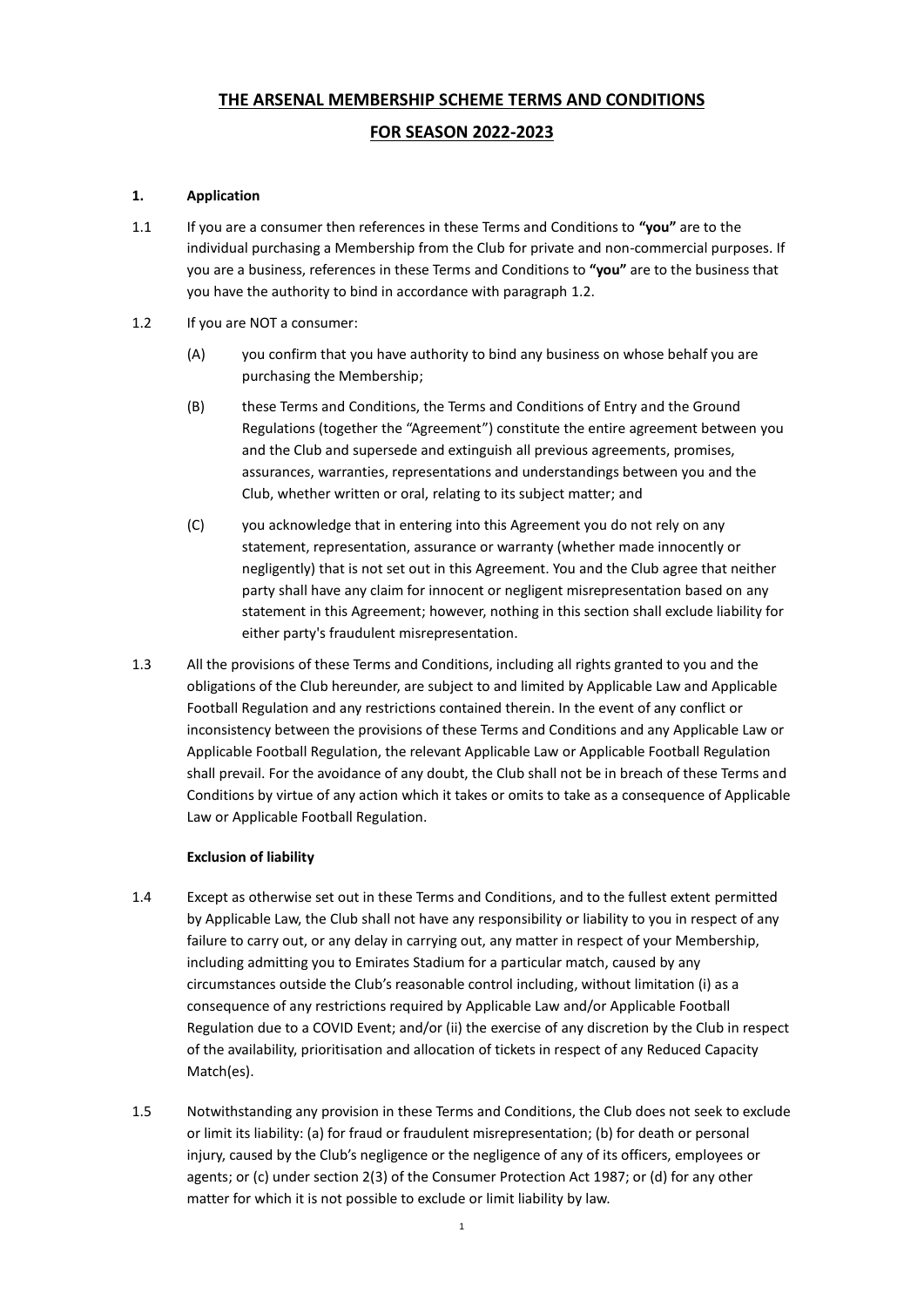# THE ARSENAL MEMBERSHIP SCHEME TERMS AND CONDITIONS

# FOR SEASON 2022-2023

## 1. Application

1.1 If you are a consumer then references in these Terms and Conditions to **"you"** are to the individual purchasing a Membership from the Club for private and non-commercial purposes. If you are a business, references in these Terms and Conditions to **"you"** are to the business that you have the authority to bind in accordance with paragraph 1.2.

1.2 If you are NOT a consumer:

(A) you confirm that you have authority to bind any business on whose behalf you are purchasing the Membership;

(B) these Terms and Conditions, the Terms and Conditions of Entry and the Ground Regulations (together the "Agreement") constitute the entire agreement between you and the Club and supersede and extinguish all previous agreements, promises, assurances, warranties, representations and understandings between you and the Club, whether written or oral, relating to its subject matter; and

(C) you acknowledge that in entering into this Agreement you do not rely on any statement, representation, assurance or warranty (whether made innocently or negligently) that is not set out in this Agreement. You and the Club agree that neither party shall have any claim for innocent or negligent misrepresentation based on any statement in this Agreement; however, nothing in this section shall exclude liability for either party's fraudulent misrepresentation.

1.3 All the provisions of these Terms and Conditions, including all rights granted to you and the obligations of the Club hereunder, are subject to and limited by Applicable Law and Applicable Football Regulation and any restrictions contained therein. In the event of any conflict or inconsistency between the provisions of these Terms and Conditions and any Applicable Law or Applicable Football Regulation, the relevant Applicable Law or Applicable Football Regulation shall prevail. For the avoidance of any doubt, the Club shall not be in breach of these Terms and Conditions by virtue of any action which it takes or omits to take as a consequence of Applicable Law or Applicable Football Regulation.

**Exclusion of liability**

1.4 Except as otherwise set out in these Terms and Conditions, and to the fullest extent permitted by Applicable Law, the Club shall not have any responsibility or liability to you in respect of any failure to carry out, or any delay in carrying out, any matter in respect of your Membership, including admitting you to Emirates Stadium for a particular match, caused by any circumstances outside the Club's reasonable control including, without limitation (i) as a consequence of any restrictions required by Applicable Law and/or Applicable Football Regulation due to a COVID Event; and/or (ii) the exercise of any discretion by the Club in respect of the availability, prioritisation and allocation of tickets in respect of any Reduced Capacity Match(es).

1.5 Notwithstanding any provision in these Terms and Conditions, the Club does not seek to exclude or limit its liability: (a) for fraud or fraudulent misrepresentation; (b) for death or personal injury, caused by the Club's negligence or the negligence of any of its officers, employees or agents; or (c) under section 2(3) of the Consumer Protection Act 1987; or (d) for any other matter for which it is not possible to exclude or limit liability by law.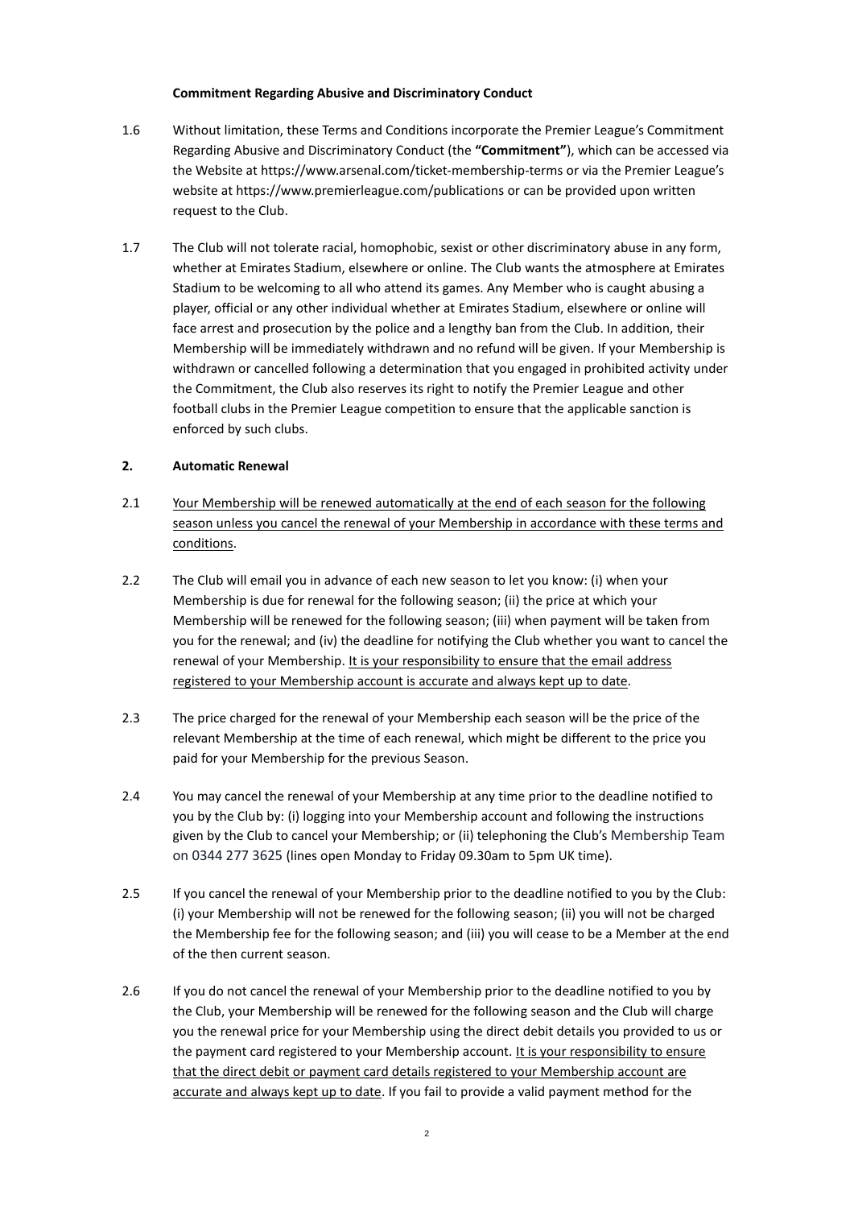**Commitment Regarding Abusive and Discriminatory Conduct**

1.6 Without limitation, these Terms and Conditions incorporate the Premier League's Commitment Regarding Abusive and Discriminatory Conduct (the **"Commitment"**), which can be accessed via the Website at https://www.arsenal.com/ticket-membership-terms or via the Premier League's website at https://www.premierleague.com/publications or can be provided upon written request to the Club.

1.7 The Club will not tolerate racial, homophobic, sexist or other discriminatory abuse in any form, whether at Emirates Stadium, elsewhere or online. The Club wants the atmosphere at Emirates Stadium to be welcoming to all who attend its games. Any Member who is caught abusing a player, official or any other individual whether at Emirates Stadium, elsewhere or online will face arrest and prosecution by the police and a lengthy ban from the Club. In addition, their Membership will be immediately withdrawn and no refund will be given. If your Membership is withdrawn or cancelled following a determination that you engaged in prohibited activity under the Commitment, the Club also reserves its right to notify the Premier League and other football clubs in the Premier League competition to ensure that the applicable sanction is enforced by such clubs.

**2. Automatic Renewal**

2.1 Your Membership will be renewed automatically at the end of each season for the following season unless you cancel the renewal of your Membership in accordance with these terms and conditions.

2.2 The Club will email you in advance of each new season to let you know: (i) when your Membership is due for renewal for the following season; (ii) the price at which your Membership will be renewed for the following season; (iii) when payment will be taken from you for the renewal; and (iv) the deadline for notifying the Club whether you want to cancel the renewal of your Membership. It is your responsibility to ensure that the email address registered to your Membership account is accurate and always kept up to date.

2.3 The price charged for the renewal of your Membership each season will be the price of the relevant Membership at the time of each renewal, which might be different to the price you paid for your Membership for the previous Season.

2.4 You may cancel the renewal of your Membership at any time prior to the deadline notified to you by the Club by: (i) logging into your Membership account and following the instructions given by the Club to cancel your Membership; or (ii) telephoning the Club's Membership Team on 0344 277 3625 (lines open Monday to Friday 09.30am to 5pm UK time).

2.5 If you cancel the renewal of your Membership prior to the deadline notified to you by the Club: (i) your Membership will not be renewed for the following season; (ii) you will not be charged the Membership fee for the following season; and (iii) you will cease to be a Member at the end of the then current season.

2.6 If you do not cancel the renewal of your Membership prior to the deadline notified to you by the Club, your Membership will be renewed for the following season and the Club will charge you the renewal price for your Membership using the direct debit details you provided to us or the payment card registered to your Membership account. It is your responsibility to ensure that the direct debit or payment card details registered to your Membership account are accurate and always kept up to date. If you fail to provide a valid payment method for the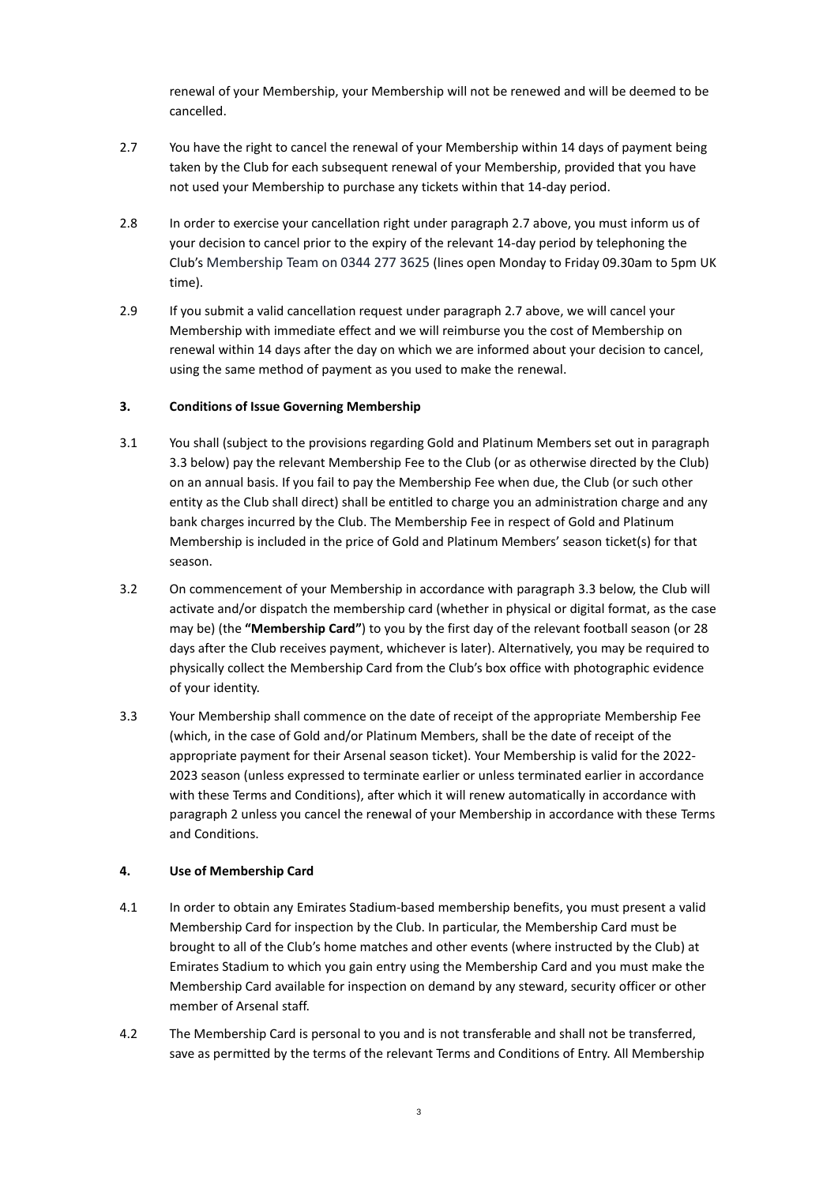renewal of your Membership, your Membership will not be renewed and will be deemed to be cancelled.

2.7 You have the right to cancel the renewal of your Membership within 14 days of payment being taken by the Club for each subsequent renewal of your Membership, provided that you have not used your Membership to purchase any tickets within that 14-day period.

2.8 In order to exercise your cancellation right under paragraph 2.7 above, you must inform us of your decision to cancel prior to the expiry of the relevant 14-day period by telephoning the Club's Membership Team on 0344 277 3625 (lines open Monday to Friday 09.30am to 5pm UK time).

2.9 If you submit a valid cancellation request under paragraph 2.7 above, we will cancel your Membership with immediate effect and we will reimburse you the cost of Membership on renewal within 14 days after the day on which we are informed about your decision to cancel, using the same method of payment as you used to make the renewal.

### 3. Conditions of Issue Governing Membership

3.1 You shall (subject to the provisions regarding Gold and Platinum Members set out in paragraph 3.3 below) pay the relevant Membership Fee to the Club (or as otherwise directed by the Club) on an annual basis. If you fail to pay the Membership Fee when due, the Club (or such other entity as the Club shall direct) shall be entitled to charge you an administration charge and any bank charges incurred by the Club. The Membership Fee in respect of Gold and Platinum Membership is included in the price of Gold and Platinum Members' season ticket(s) for that season.

3.2 On commencement of your Membership in accordance with paragraph 3.3 below, the Club will activate and/or dispatch the membership card (whether in physical or digital format, as the case may be) (the **"Membership Card"**) to you by the first day of the relevant football season (or 28 days after the Club receives payment, whichever is later). Alternatively, you may be required to physically collect the Membership Card from the Club's box office with photographic evidence of your identity.

3.3 Your Membership shall commence on the date of receipt of the appropriate Membership Fee (which, in the case of Gold and/or Platinum Members, shall be the date of receipt of the appropriate payment for their Arsenal season ticket). Your Membership is valid for the 2022-2023 season (unless expressed to terminate earlier or unless terminated earlier in accordance with these Terms and Conditions), after which it will renew automatically in accordance with paragraph 2 unless you cancel the renewal of your Membership in accordance with these Terms and Conditions.

### 4. Use of Membership Card

4.1 In order to obtain any Emirates Stadium-based membership benefits, you must present a valid Membership Card for inspection by the Club. In particular, the Membership Card must be brought to all of the Club's home matches and other events (where instructed by the Club) at Emirates Stadium to which you gain entry using the Membership Card and you must make the Membership Card available for inspection on demand by any steward, security officer or other member of Arsenal staff.

4.2 The Membership Card is personal to you and is not transferable and shall not be transferred, save as permitted by the terms of the relevant Terms and Conditions of Entry. All Membership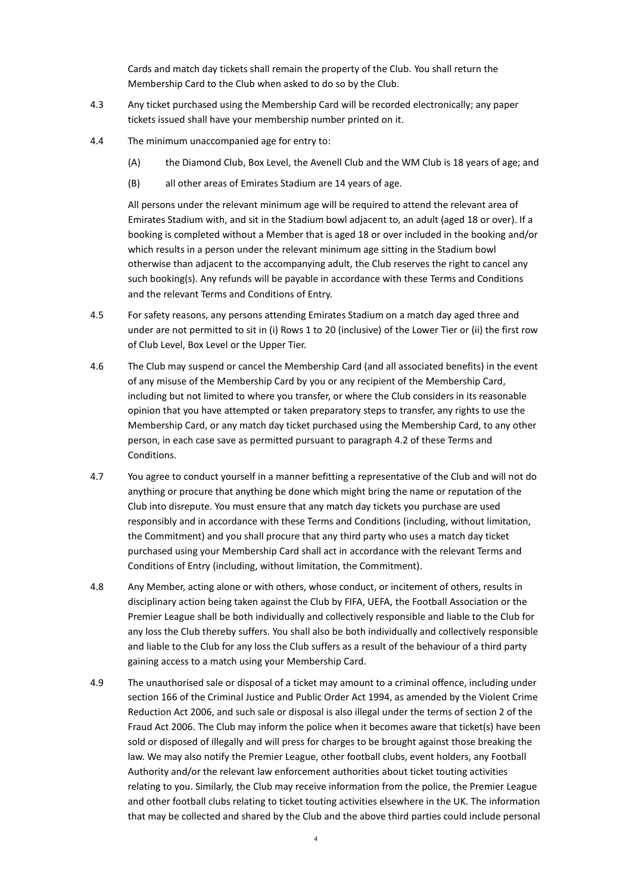Cards and match day tickets shall remain the property of the Club. You shall return the Membership Card to the Club when asked to do so by the Club.

4.3 Any ticket purchased using the Membership Card will be recorded electronically; any paper tickets issued shall have your membership number printed on it.

4.4 The minimum unaccompanied age for entry to:

(A) the Diamond Club, Box Level, the Avenell Club and the WM Club is 18 years of age; and

(B) all other areas of Emirates Stadium are 14 years of age.

All persons under the relevant minimum age will be required to attend the relevant area of Emirates Stadium with, and sit in the Stadium bowl adjacent to, an adult (aged 18 or over). If a booking is completed without a Member that is aged 18 or over included in the booking and/or which results in a person under the relevant minimum age sitting in the Stadium bowl otherwise than adjacent to the accompanying adult, the Club reserves the right to cancel any such booking(s). Any refunds will be payable in accordance with these Terms and Conditions and the relevant Terms and Conditions of Entry.

4.5 For safety reasons, any persons attending Emirates Stadium on a match day aged three and under are not permitted to sit in (i) Rows 1 to 20 (inclusive) of the Lower Tier or (ii) the first row of Club Level, Box Level or the Upper Tier.

4.6 The Club may suspend or cancel the Membership Card (and all associated benefits) in the event of any misuse of the Membership Card by you or any recipient of the Membership Card, including but not limited to where you transfer, or where the Club considers in its reasonable opinion that you have attempted or taken preparatory steps to transfer, any rights to use the Membership Card, or any match day ticket purchased using the Membership Card, to any other person, in each case save as permitted pursuant to paragraph 4.2 of these Terms and Conditions.

4.7 You agree to conduct yourself in a manner befitting a representative of the Club and will not do anything or procure that anything be done which might bring the name or reputation of the Club into disrepute. You must ensure that any match day tickets you purchase are used responsibly and in accordance with these Terms and Conditions (including, without limitation, the Commitment) and you shall procure that any third party who uses a match day ticket purchased using your Membership Card shall act in accordance with the relevant Terms and Conditions of Entry (including, without limitation, the Commitment).

4.8 Any Member, acting alone or with others, whose conduct, or incitement of others, results in disciplinary action being taken against the Club by FIFA, UEFA, the Football Association or the Premier League shall be both individually and collectively responsible and liable to the Club for any loss the Club thereby suffers. You shall also be both individually and collectively responsible and liable to the Club for any loss the Club suffers as a result of the behaviour of a third party gaining access to a match using your Membership Card.

4.9 The unauthorised sale or disposal of a ticket may amount to a criminal offence, including under section 166 of the Criminal Justice and Public Order Act 1994, as amended by the Violent Crime Reduction Act 2006, and such sale or disposal is also illegal under the terms of section 2 of the Fraud Act 2006. The Club may inform the police when it becomes aware that ticket(s) have been sold or disposed of illegally and will press for charges to be brought against those breaking the law. We may also notify the Premier League, other football clubs, event holders, any Football Authority and/or the relevant law enforcement authorities about ticket touting activities relating to you. Similarly, the Club may receive information from the police, the Premier League and other football clubs relating to ticket touting activities elsewhere in the UK. The information that may be collected and shared by the Club and the above third parties could include personal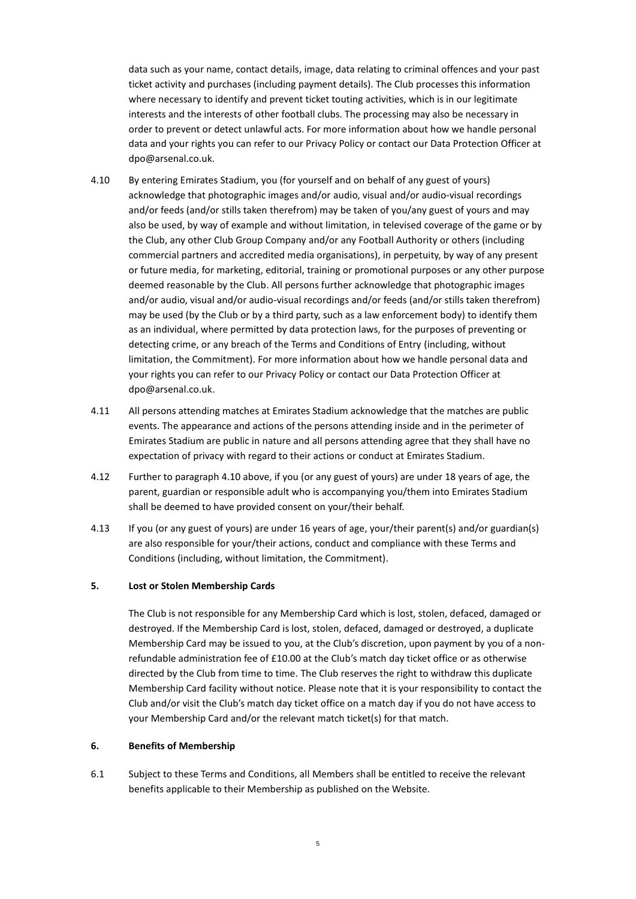data such as your name, contact details, image, data relating to criminal offences and your past ticket activity and purchases (including payment details). The Club processes this information where necessary to identify and prevent ticket touting activities, which is in our legitimate interests and the interests of other football clubs. The processing may also be necessary in order to prevent or detect unlawful acts. For more information about how we handle personal data and your rights you can refer to our Privacy Policy or contact our Data Protection Officer at dpo@arsenal.co.uk.

4.10 By entering Emirates Stadium, you (for yourself and on behalf of any guest of yours) acknowledge that photographic images and/or audio, visual and/or audio-visual recordings and/or feeds (and/or stills taken therefrom) may be taken of you/any guest of yours and may also be used, by way of example and without limitation, in televised coverage of the game or by the Club, any other Club Group Company and/or any Football Authority or others (including commercial partners and accredited media organisations), in perpetuity, by way of any present or future media, for marketing, editorial, training or promotional purposes or any other purpose deemed reasonable by the Club. All persons further acknowledge that photographic images and/or audio, visual and/or audio-visual recordings and/or feeds (and/or stills taken therefrom) may be used (by the Club or by a third party, such as a law enforcement body) to identify them as an individual, where permitted by data protection laws, for the purposes of preventing or detecting crime, or any breach of the Terms and Conditions of Entry (including, without limitation, the Commitment). For more information about how we handle personal data and your rights you can refer to our Privacy Policy or contact our Data Protection Officer at dpo@arsenal.co.uk.

4.11 All persons attending matches at Emirates Stadium acknowledge that the matches are public events. The appearance and actions of the persons attending inside and in the perimeter of Emirates Stadium are public in nature and all persons attending agree that they shall have no expectation of privacy with regard to their actions or conduct at Emirates Stadium.

4.12 Further to paragraph 4.10 above, if you (or any guest of yours) are under 18 years of age, the parent, guardian or responsible adult who is accompanying you/them into Emirates Stadium shall be deemed to have provided consent on your/their behalf.

4.13 If you (or any guest of yours) are under 16 years of age, your/their parent(s) and/or guardian(s) are also responsible for your/their actions, conduct and compliance with these Terms and Conditions (including, without limitation, the Commitment).

## 5. Lost or Stolen Membership Cards

The Club is not responsible for any Membership Card which is lost, stolen, defaced, damaged or destroyed. If the Membership Card is lost, stolen, defaced, damaged or destroyed, a duplicate Membership Card may be issued to you, at the Club's discretion, upon payment by you of a non-refundable administration fee of £10.00 at the Club's match day ticket office or as otherwise directed by the Club from time to time. The Club reserves the right to withdraw this duplicate Membership Card facility without notice. Please note that it is your responsibility to contact the Club and/or visit the Club's match day ticket office on a match day if you do not have access to your Membership Card and/or the relevant match ticket(s) for that match.

## 6. Benefits of Membership

6.1 Subject to these Terms and Conditions, all Members shall be entitled to receive the relevant benefits applicable to their Membership as published on the Website.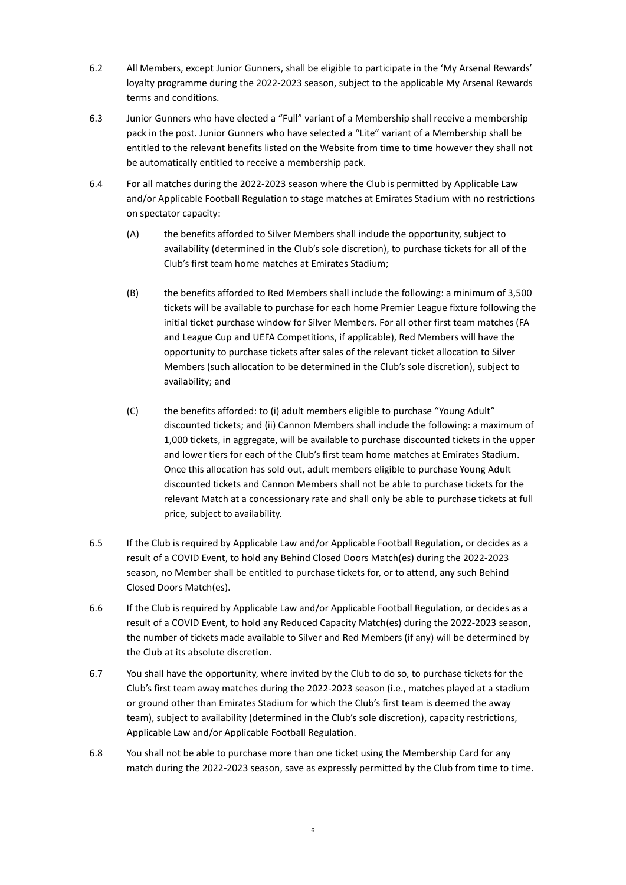6.2 All Members, except Junior Gunners, shall be eligible to participate in the 'My Arsenal Rewards' loyalty programme during the 2022-2023 season, subject to the applicable My Arsenal Rewards terms and conditions.

6.3 Junior Gunners who have elected a "Full" variant of a Membership shall receive a membership pack in the post. Junior Gunners who have selected a "Lite" variant of a Membership shall be entitled to the relevant benefits listed on the Website from time to time however they shall not be automatically entitled to receive a membership pack.

6.4 For all matches during the 2022-2023 season where the Club is permitted by Applicable Law and/or Applicable Football Regulation to stage matches at Emirates Stadium with no restrictions on spectator capacity:

(A) the benefits afforded to Silver Members shall include the opportunity, subject to availability (determined in the Club's sole discretion), to purchase tickets for all of the Club's first team home matches at Emirates Stadium;

(B) the benefits afforded to Red Members shall include the following: a minimum of 3,500 tickets will be available to purchase for each home Premier League fixture following the initial ticket purchase window for Silver Members. For all other first team matches (FA and League Cup and UEFA Competitions, if applicable), Red Members will have the opportunity to purchase tickets after sales of the relevant ticket allocation to Silver Members (such allocation to be determined in the Club's sole discretion), subject to availability; and

(C) the benefits afforded: to (i) adult members eligible to purchase "Young Adult" discounted tickets; and (ii) Cannon Members shall include the following: a maximum of 1,000 tickets, in aggregate, will be available to purchase discounted tickets in the upper and lower tiers for each of the Club's first team home matches at Emirates Stadium. Once this allocation has sold out, adult members eligible to purchase Young Adult discounted tickets and Cannon Members shall not be able to purchase tickets for the relevant Match at a concessionary rate and shall only be able to purchase tickets at full price, subject to availability.

6.5 If the Club is required by Applicable Law and/or Applicable Football Regulation, or decides as a result of a COVID Event, to hold any Behind Closed Doors Match(es) during the 2022-2023 season, no Member shall be entitled to purchase tickets for, or to attend, any such Behind Closed Doors Match(es).

6.6 If the Club is required by Applicable Law and/or Applicable Football Regulation, or decides as a result of a COVID Event, to hold any Reduced Capacity Match(es) during the 2022-2023 season, the number of tickets made available to Silver and Red Members (if any) will be determined by the Club at its absolute discretion.

6.7 You shall have the opportunity, where invited by the Club to do so, to purchase tickets for the Club's first team away matches during the 2022-2023 season (i.e., matches played at a stadium or ground other than Emirates Stadium for which the Club's first team is deemed the away team), subject to availability (determined in the Club's sole discretion), capacity restrictions, Applicable Law and/or Applicable Football Regulation.

6.8 You shall not be able to purchase more than one ticket using the Membership Card for any match during the 2022-2023 season, save as expressly permitted by the Club from time to time.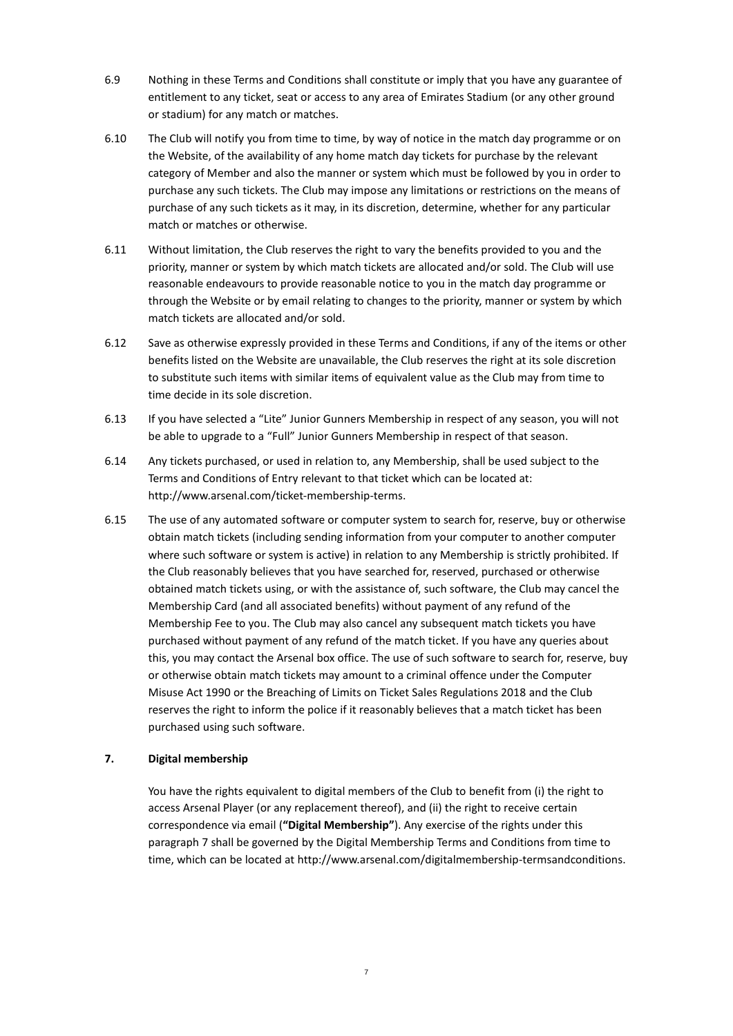6.9 Nothing in these Terms and Conditions shall constitute or imply that you have any guarantee of entitlement to any ticket, seat or access to any area of Emirates Stadium (or any other ground or stadium) for any match or matches.

6.10 The Club will notify you from time to time, by way of notice in the match day programme or on the Website, of the availability of any home match day tickets for purchase by the relevant category of Member and also the manner or system which must be followed by you in order to purchase any such tickets. The Club may impose any limitations or restrictions on the means of purchase of any such tickets as it may, in its discretion, determine, whether for any particular match or matches or otherwise.

6.11 Without limitation, the Club reserves the right to vary the benefits provided to you and the priority, manner or system by which match tickets are allocated and/or sold. The Club will use reasonable endeavours to provide reasonable notice to you in the match day programme or through the Website or by email relating to changes to the priority, manner or system by which match tickets are allocated and/or sold.

6.12 Save as otherwise expressly provided in these Terms and Conditions, if any of the items or other benefits listed on the Website are unavailable, the Club reserves the right at its sole discretion to substitute such items with similar items of equivalent value as the Club may from time to time decide in its sole discretion.

6.13 If you have selected a "Lite" Junior Gunners Membership in respect of any season, you will not be able to upgrade to a "Full" Junior Gunners Membership in respect of that season.

6.14 Any tickets purchased, or used in relation to, any Membership, shall be used subject to the Terms and Conditions of Entry relevant to that ticket which can be located at: http://www.arsenal.com/ticket-membership-terms.

6.15 The use of any automated software or computer system to search for, reserve, buy or otherwise obtain match tickets (including sending information from your computer to another computer where such software or system is active) in relation to any Membership is strictly prohibited. If the Club reasonably believes that you have searched for, reserved, purchased or otherwise obtained match tickets using, or with the assistance of, such software, the Club may cancel the Membership Card (and all associated benefits) without payment of any refund of the Membership Fee to you. The Club may also cancel any subsequent match tickets you have purchased without payment of any refund of the match ticket. If you have any queries about this, you may contact the Arsenal box office. The use of such software to search for, reserve, buy or otherwise obtain match tickets may amount to a criminal offence under the Computer Misuse Act 1990 or the Breaching of Limits on Ticket Sales Regulations 2018 and the Club reserves the right to inform the police if it reasonably believes that a match ticket has been purchased using such software.

## 7. Digital membership

You have the rights equivalent to digital members of the Club to benefit from (i) the right to access Arsenal Player (or any replacement thereof), and (ii) the right to receive certain correspondence via email (**"Digital Membership"**). Any exercise of the rights under this paragraph 7 shall be governed by the Digital Membership Terms and Conditions from time to time, which can be located at http://www.arsenal.com/digitalmembership-termsandconditions.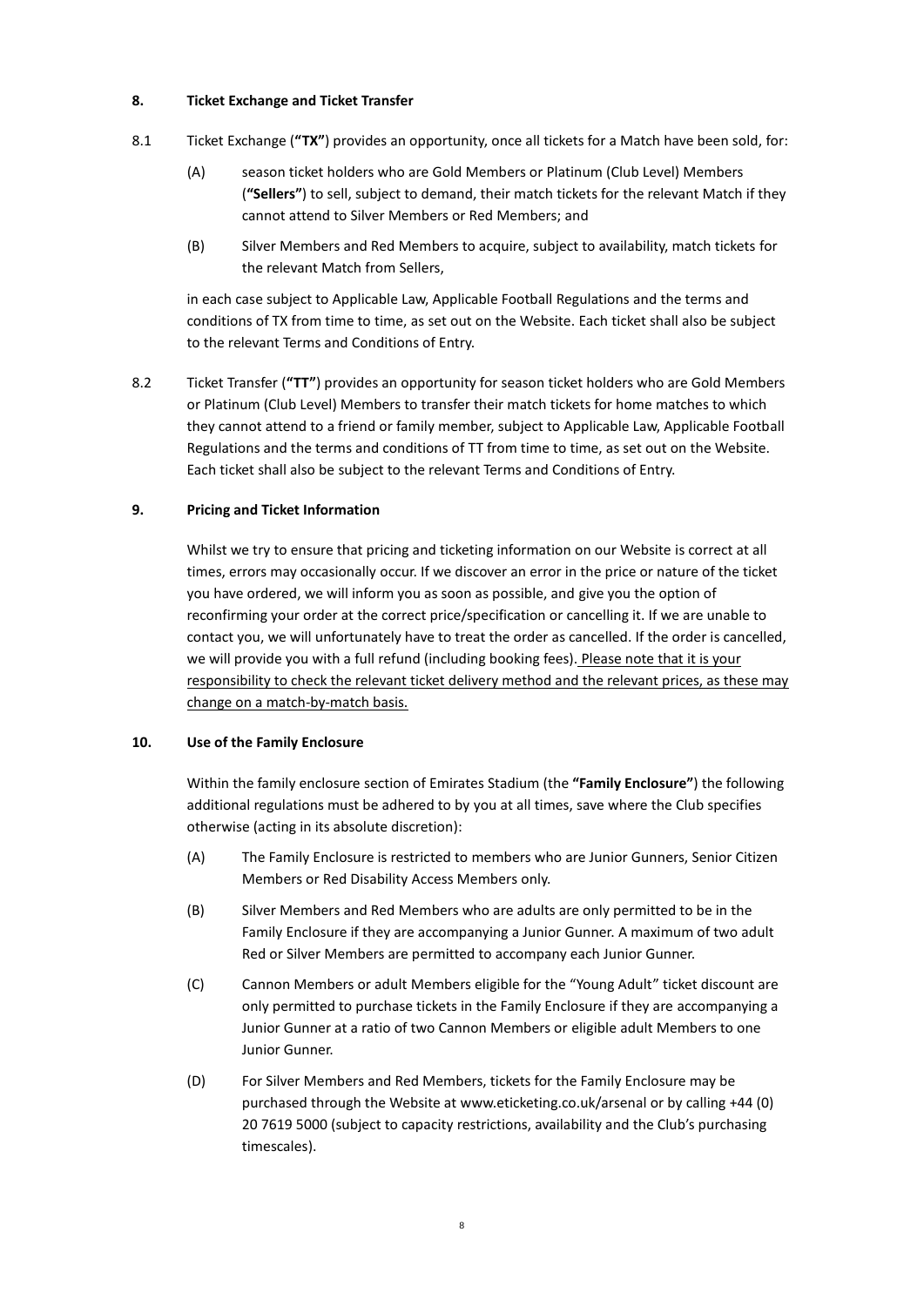**8. Ticket Exchange and Ticket Transfer**

8.1 Ticket Exchange (**"TX"**) provides an opportunity, once all tickets for a Match have been sold, for:

(A) season ticket holders who are Gold Members or Platinum (Club Level) Members (**"Sellers"**) to sell, subject to demand, their match tickets for the relevant Match if they cannot attend to Silver Members or Red Members; and

(B) Silver Members and Red Members to acquire, subject to availability, match tickets for the relevant Match from Sellers,

in each case subject to Applicable Law, Applicable Football Regulations and the terms and conditions of TX from time to time, as set out on the Website. Each ticket shall also be subject to the relevant Terms and Conditions of Entry.

8.2 Ticket Transfer (**"TT"**) provides an opportunity for season ticket holders who are Gold Members or Platinum (Club Level) Members to transfer their match tickets for home matches to which they cannot attend to a friend or family member, subject to Applicable Law, Applicable Football Regulations and the terms and conditions of TT from time to time, as set out on the Website. Each ticket shall also be subject to the relevant Terms and Conditions of Entry.

**9. Pricing and Ticket Information**

Whilst we try to ensure that pricing and ticketing information on our Website is correct at all times, errors may occasionally occur. If we discover an error in the price or nature of the ticket you have ordered, we will inform you as soon as possible, and give you the option of reconfirming your order at the correct price/specification or cancelling it. If we are unable to contact you, we will unfortunately have to treat the order as cancelled. If the order is cancelled, we will provide you with a full refund (including booking fees). <u>Please note that it is your responsibility to check the relevant ticket delivery method and the relevant prices, as these may change on a match-by-match basis.</u>

**10. Use of the Family Enclosure**

Within the family enclosure section of Emirates Stadium (the **"Family Enclosure"**) the following additional regulations must be adhered to by you at all times, save where the Club specifies otherwise (acting in its absolute discretion):

(A) The Family Enclosure is restricted to members who are Junior Gunners, Senior Citizen Members or Red Disability Access Members only.

(B) Silver Members and Red Members who are adults are only permitted to be in the Family Enclosure if they are accompanying a Junior Gunner. A maximum of two adult Red or Silver Members are permitted to accompany each Junior Gunner.

(C) Cannon Members or adult Members eligible for the "Young Adult" ticket discount are only permitted to purchase tickets in the Family Enclosure if they are accompanying a Junior Gunner at a ratio of two Cannon Members or eligible adult Members to one Junior Gunner.

(D) For Silver Members and Red Members, tickets for the Family Enclosure may be purchased through the Website at www.eticketing.co.uk/arsenal or by calling +44 (0) 20 7619 5000 (subject to capacity restrictions, availability and the Club's purchasing timescales).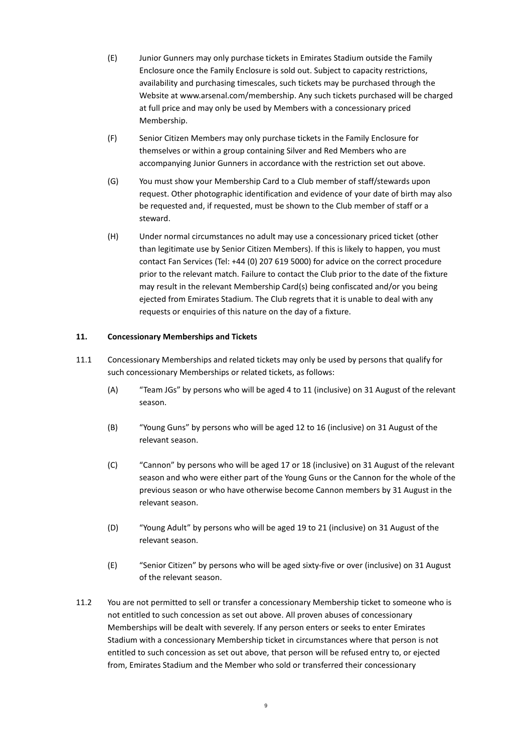(E) Junior Gunners may only purchase tickets in Emirates Stadium outside the Family Enclosure once the Family Enclosure is sold out. Subject to capacity restrictions, availability and purchasing timescales, such tickets may be purchased through the Website at www.arsenal.com/membership. Any such tickets purchased will be charged at full price and may only be used by Members with a concessionary priced Membership.

(F) Senior Citizen Members may only purchase tickets in the Family Enclosure for themselves or within a group containing Silver and Red Members who are accompanying Junior Gunners in accordance with the restriction set out above.

(G) You must show your Membership Card to a Club member of staff/stewards upon request. Other photographic identification and evidence of your date of birth may also be requested and, if requested, must be shown to the Club member of staff or a steward.

(H) Under normal circumstances no adult may use a concessionary priced ticket (other than legitimate use by Senior Citizen Members). If this is likely to happen, you must contact Fan Services (Tel: +44 (0) 207 619 5000) for advice on the correct procedure prior to the relevant match. Failure to contact the Club prior to the date of the fixture may result in the relevant Membership Card(s) being confiscated and/or you being ejected from Emirates Stadium. The Club regrets that it is unable to deal with any requests or enquiries of this nature on the day of a fixture.

## 11. Concessionary Memberships and Tickets

11.1 Concessionary Memberships and related tickets may only be used by persons that qualify for such concessionary Memberships or related tickets, as follows:

(A) "Team JGs" by persons who will be aged 4 to 11 (inclusive) on 31 August of the relevant season.

(B) "Young Guns" by persons who will be aged 12 to 16 (inclusive) on 31 August of the relevant season.

(C) "Cannon" by persons who will be aged 17 or 18 (inclusive) on 31 August of the relevant season and who were either part of the Young Guns or the Cannon for the whole of the previous season or who have otherwise become Cannon members by 31 August in the relevant season.

(D) "Young Adult" by persons who will be aged 19 to 21 (inclusive) on 31 August of the relevant season.

(E) "Senior Citizen" by persons who will be aged sixty-five or over (inclusive) on 31 August of the relevant season.

11.2 You are not permitted to sell or transfer a concessionary Membership ticket to someone who is not entitled to such concession as set out above. All proven abuses of concessionary Memberships will be dealt with severely. If any person enters or seeks to enter Emirates Stadium with a concessionary Membership ticket in circumstances where that person is not entitled to such concession as set out above, that person will be refused entry to, or ejected from, Emirates Stadium and the Member who sold or transferred their concessionary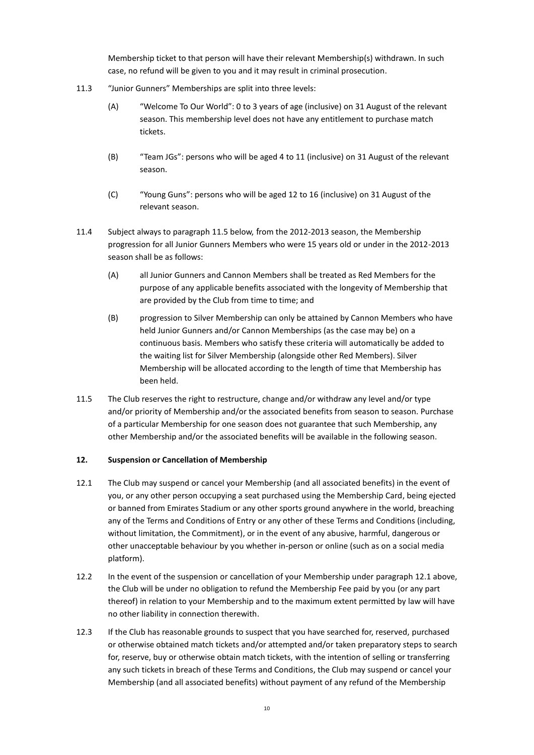Membership ticket to that person will have their relevant Membership(s) withdrawn. In such case, no refund will be given to you and it may result in criminal prosecution.

11.3 "Junior Gunners" Memberships are split into three levels:

(A) "Welcome To Our World": 0 to 3 years of age (inclusive) on 31 August of the relevant season. This membership level does not have any entitlement to purchase match tickets.

(B) "Team JGs": persons who will be aged 4 to 11 (inclusive) on 31 August of the relevant season.

(C) "Young Guns": persons who will be aged 12 to 16 (inclusive) on 31 August of the relevant season.

11.4 Subject always to paragraph 11.5 below, from the 2012-2013 season, the Membership progression for all Junior Gunners Members who were 15 years old or under in the 2012-2013 season shall be as follows:

(A) all Junior Gunners and Cannon Members shall be treated as Red Members for the purpose of any applicable benefits associated with the longevity of Membership that are provided by the Club from time to time; and

(B) progression to Silver Membership can only be attained by Cannon Members who have held Junior Gunners and/or Cannon Memberships (as the case may be) on a continuous basis. Members who satisfy these criteria will automatically be added to the waiting list for Silver Membership (alongside other Red Members). Silver Membership will be allocated according to the length of time that Membership has been held.

11.5 The Club reserves the right to restructure, change and/or withdraw any level and/or type and/or priority of Membership and/or the associated benefits from season to season. Purchase of a particular Membership for one season does not guarantee that such Membership, any other Membership and/or the associated benefits will be available in the following season.

**12. Suspension or Cancellation of Membership**

12.1 The Club may suspend or cancel your Membership (and all associated benefits) in the event of you, or any other person occupying a seat purchased using the Membership Card, being ejected or banned from Emirates Stadium or any other sports ground anywhere in the world, breaching any of the Terms and Conditions of Entry or any other of these Terms and Conditions (including, without limitation, the Commitment), or in the event of any abusive, harmful, dangerous or other unacceptable behaviour by you whether in-person or online (such as on a social media platform).

12.2 In the event of the suspension or cancellation of your Membership under paragraph 12.1 above, the Club will be under no obligation to refund the Membership Fee paid by you (or any part thereof) in relation to your Membership and to the maximum extent permitted by law will have no other liability in connection therewith.

12.3 If the Club has reasonable grounds to suspect that you have searched for, reserved, purchased or otherwise obtained match tickets and/or attempted and/or taken preparatory steps to search for, reserve, buy or otherwise obtain match tickets, with the intention of selling or transferring any such tickets in breach of these Terms and Conditions, the Club may suspend or cancel your Membership (and all associated benefits) without payment of any refund of the Membership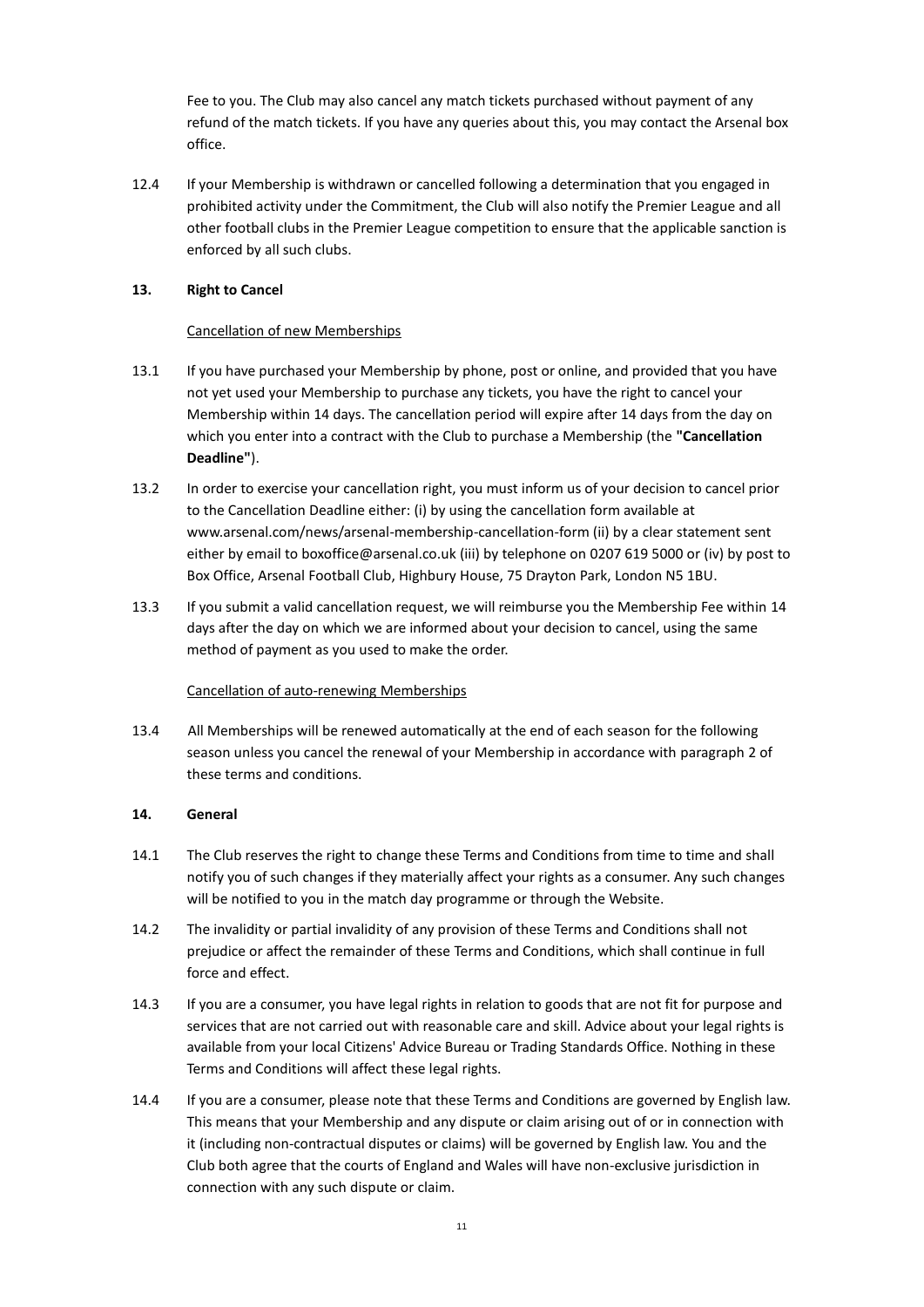Fee to you. The Club may also cancel any match tickets purchased without payment of any refund of the match tickets. If you have any queries about this, you may contact the Arsenal box office.

12.4 If your Membership is withdrawn or cancelled following a determination that you engaged in prohibited activity under the Commitment, the Club will also notify the Premier League and all other football clubs in the Premier League competition to ensure that the applicable sanction is enforced by all such clubs.

**13. Right to Cancel**

Cancellation of new Memberships

13.1 If you have purchased your Membership by phone, post or online, and provided that you have not yet used your Membership to purchase any tickets, you have the right to cancel your Membership within 14 days. The cancellation period will expire after 14 days from the day on which you enter into a contract with the Club to purchase a Membership (the **"Cancellation Deadline"**).

13.2 In order to exercise your cancellation right, you must inform us of your decision to cancel prior to the Cancellation Deadline either: (i) by using the cancellation form available at www.arsenal.com/news/arsenal-membership-cancellation-form (ii) by a clear statement sent either by email to boxoffice@arsenal.co.uk (iii) by telephone on 0207 619 5000 or (iv) by post to Box Office, Arsenal Football Club, Highbury House, 75 Drayton Park, London N5 1BU.

13.3 If you submit a valid cancellation request, we will reimburse you the Membership Fee within 14 days after the day on which we are informed about your decision to cancel, using the same method of payment as you used to make the order.

Cancellation of auto-renewing Memberships

13.4 All Memberships will be renewed automatically at the end of each season for the following season unless you cancel the renewal of your Membership in accordance with paragraph 2 of these terms and conditions.

**14. General**

14.1 The Club reserves the right to change these Terms and Conditions from time to time and shall notify you of such changes if they materially affect your rights as a consumer. Any such changes will be notified to you in the match day programme or through the Website.

14.2 The invalidity or partial invalidity of any provision of these Terms and Conditions shall not prejudice or affect the remainder of these Terms and Conditions, which shall continue in full force and effect.

14.3 If you are a consumer, you have legal rights in relation to goods that are not fit for purpose and services that are not carried out with reasonable care and skill. Advice about your legal rights is available from your local Citizens' Advice Bureau or Trading Standards Office. Nothing in these Terms and Conditions will affect these legal rights.

14.4 If you are a consumer, please note that these Terms and Conditions are governed by English law. This means that your Membership and any dispute or claim arising out of or in connection with it (including non-contractual disputes or claims) will be governed by English law. You and the Club both agree that the courts of England and Wales will have non-exclusive jurisdiction in connection with any such dispute or claim.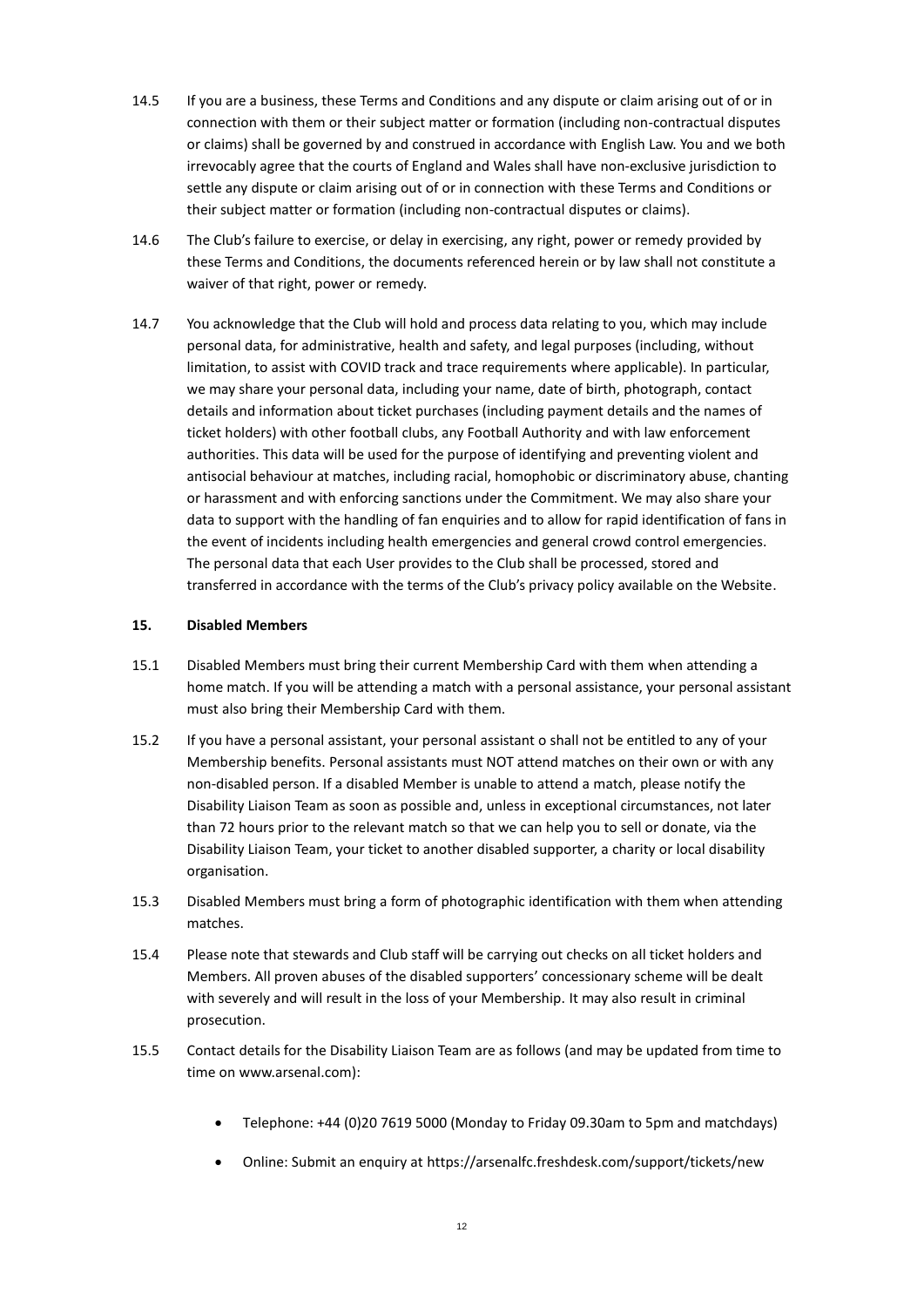14.5 If you are a business, these Terms and Conditions and any dispute or claim arising out of or in connection with them or their subject matter or formation (including non-contractual disputes or claims) shall be governed by and construed in accordance with English Law. You and we both irrevocably agree that the courts of England and Wales shall have non-exclusive jurisdiction to settle any dispute or claim arising out of or in connection with these Terms and Conditions or their subject matter or formation (including non-contractual disputes or claims).

14.6 The Club's failure to exercise, or delay in exercising, any right, power or remedy provided by these Terms and Conditions, the documents referenced herein or by law shall not constitute a waiver of that right, power or remedy.

14.7 You acknowledge that the Club will hold and process data relating to you, which may include personal data, for administrative, health and safety, and legal purposes (including, without limitation, to assist with COVID track and trace requirements where applicable). In particular, we may share your personal data, including your name, date of birth, photograph, contact details and information about ticket purchases (including payment details and the names of ticket holders) with other football clubs, any Football Authority and with law enforcement authorities. This data will be used for the purpose of identifying and preventing violent and antisocial behaviour at matches, including racial, homophobic or discriminatory abuse, chanting or harassment and with enforcing sanctions under the Commitment. We may also share your data to support with the handling of fan enquiries and to allow for rapid identification of fans in the event of incidents including health emergencies and general crowd control emergencies. The personal data that each User provides to the Club shall be processed, stored and transferred in accordance with the terms of the Club's privacy policy available on the Website.

**15. Disabled Members**

15.1 Disabled Members must bring their current Membership Card with them when attending a home match. If you will be attending a match with a personal assistance, your personal assistant must also bring their Membership Card with them.

15.2 If you have a personal assistant, your personal assistant o shall not be entitled to any of your Membership benefits. Personal assistants must NOT attend matches on their own or with any non-disabled person. If a disabled Member is unable to attend a match, please notify the Disability Liaison Team as soon as possible and, unless in exceptional circumstances, not later than 72 hours prior to the relevant match so that we can help you to sell or donate, via the Disability Liaison Team, your ticket to another disabled supporter, a charity or local disability organisation.

15.3 Disabled Members must bring a form of photographic identification with them when attending matches.

15.4 Please note that stewards and Club staff will be carrying out checks on all ticket holders and Members. All proven abuses of the disabled supporters' concessionary scheme will be dealt with severely and will result in the loss of your Membership. It may also result in criminal prosecution.

15.5 Contact details for the Disability Liaison Team are as follows (and may be updated from time to time on www.arsenal.com):

- Telephone: +44 (0)20 7619 5000 (Monday to Friday 09.30am to 5pm and matchdays)
- Online: Submit an enquiry at https://arsenalfc.freshdesk.com/support/tickets/new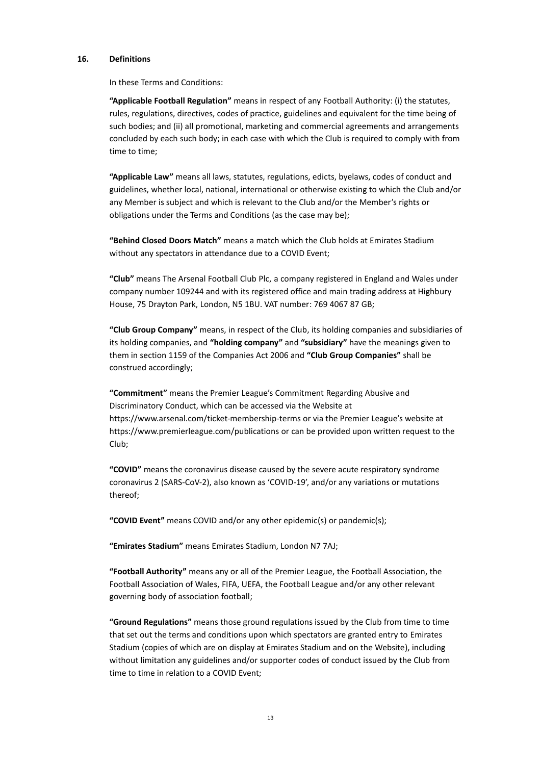## 16. Definitions

In these Terms and Conditions:

**"Applicable Football Regulation"** means in respect of any Football Authority: (i) the statutes, rules, regulations, directives, codes of practice, guidelines and equivalent for the time being of such bodies; and (ii) all promotional, marketing and commercial agreements and arrangements concluded by each such body; in each case with which the Club is required to comply with from time to time;

**"Applicable Law"** means all laws, statutes, regulations, edicts, byelaws, codes of conduct and guidelines, whether local, national, international or otherwise existing to which the Club and/or any Member is subject and which is relevant to the Club and/or the Member's rights or obligations under the Terms and Conditions (as the case may be);

**"Behind Closed Doors Match"** means a match which the Club holds at Emirates Stadium without any spectators in attendance due to a COVID Event;

**"Club"** means The Arsenal Football Club Plc, a company registered in England and Wales under company number 109244 and with its registered office and main trading address at Highbury House, 75 Drayton Park, London, N5 1BU. VAT number: 769 4067 87 GB;

**"Club Group Company"** means, in respect of the Club, its holding companies and subsidiaries of its holding companies, and **"holding company"** and **"subsidiary"** have the meanings given to them in section 1159 of the Companies Act 2006 and **"Club Group Companies"** shall be construed accordingly;

**"Commitment"** means the Premier League's Commitment Regarding Abusive and Discriminatory Conduct, which can be accessed via the Website at https://www.arsenal.com/ticket-membership-terms or via the Premier League's website at https://www.premierleague.com/publications or can be provided upon written request to the Club;

**"COVID"** means the coronavirus disease caused by the severe acute respiratory syndrome coronavirus 2 (SARS-CoV-2), also known as 'COVID-19', and/or any variations or mutations thereof;

**"COVID Event"** means COVID and/or any other epidemic(s) or pandemic(s);

**"Emirates Stadium"** means Emirates Stadium, London N7 7AJ;

**"Football Authority"** means any or all of the Premier League, the Football Association, the Football Association of Wales, FIFA, UEFA, the Football League and/or any other relevant governing body of association football;

**"Ground Regulations"** means those ground regulations issued by the Club from time to time that set out the terms and conditions upon which spectators are granted entry to Emirates Stadium (copies of which are on display at Emirates Stadium and on the Website), including without limitation any guidelines and/or supporter codes of conduct issued by the Club from time to time in relation to a COVID Event;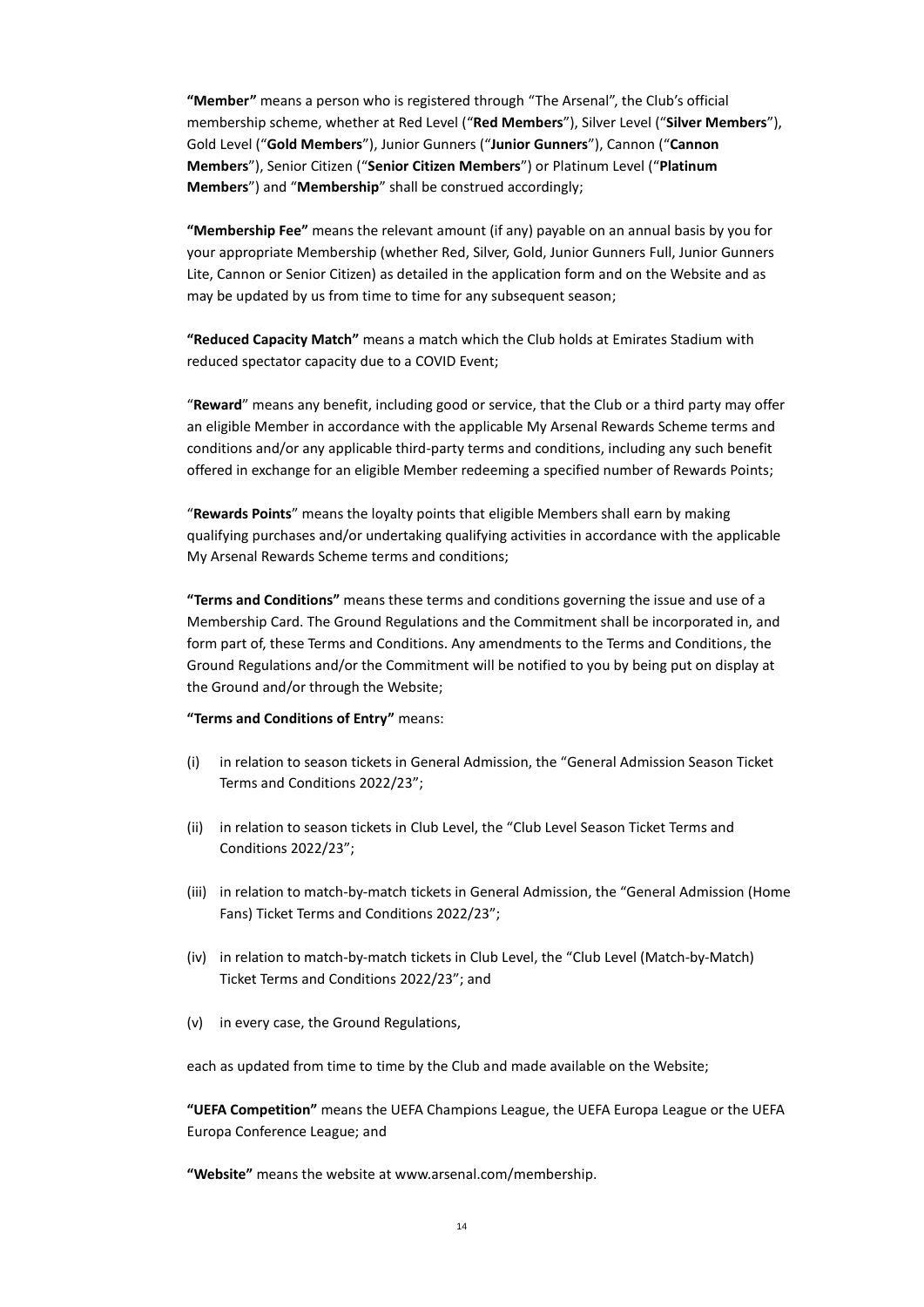**"Member"** means a person who is registered through "The Arsenal", the Club's official membership scheme, whether at Red Level ("**Red Members**"), Silver Level ("**Silver Members**"), Gold Level ("**Gold Members**"), Junior Gunners ("**Junior Gunners**"), Cannon ("**Cannon Members**"), Senior Citizen ("**Senior Citizen Members**") or Platinum Level ("**Platinum Members**") and "**Membership**" shall be construed accordingly;

**"Membership Fee"** means the relevant amount (if any) payable on an annual basis by you for your appropriate Membership (whether Red, Silver, Gold, Junior Gunners Full, Junior Gunners Lite, Cannon or Senior Citizen) as detailed in the application form and on the Website and as may be updated by us from time to time for any subsequent season;

**"Reduced Capacity Match"** means a match which the Club holds at Emirates Stadium with reduced spectator capacity due to a COVID Event;

"**Reward**" means any benefit, including good or service, that the Club or a third party may offer an eligible Member in accordance with the applicable My Arsenal Rewards Scheme terms and conditions and/or any applicable third-party terms and conditions, including any such benefit offered in exchange for an eligible Member redeeming a specified number of Rewards Points;

"**Rewards Points**" means the loyalty points that eligible Members shall earn by making qualifying purchases and/or undertaking qualifying activities in accordance with the applicable My Arsenal Rewards Scheme terms and conditions;

**"Terms and Conditions"** means these terms and conditions governing the issue and use of a Membership Card. The Ground Regulations and the Commitment shall be incorporated in, and form part of, these Terms and Conditions. Any amendments to the Terms and Conditions, the Ground Regulations and/or the Commitment will be notified to you by being put on display at the Ground and/or through the Website;

**"Terms and Conditions of Entry"** means:

(i) in relation to season tickets in General Admission, the "General Admission Season Ticket Terms and Conditions 2022/23";

(ii) in relation to season tickets in Club Level, the "Club Level Season Ticket Terms and Conditions 2022/23";

(iii) in relation to match-by-match tickets in General Admission, the "General Admission (Home Fans) Ticket Terms and Conditions 2022/23";

(iv) in relation to match-by-match tickets in Club Level, the "Club Level (Match-by-Match) Ticket Terms and Conditions 2022/23"; and

(v) in every case, the Ground Regulations,

each as updated from time to time by the Club and made available on the Website;

**"UEFA Competition"** means the UEFA Champions League, the UEFA Europa League or the UEFA Europa Conference League; and

**"Website"** means the website at www.arsenal.com/membership.